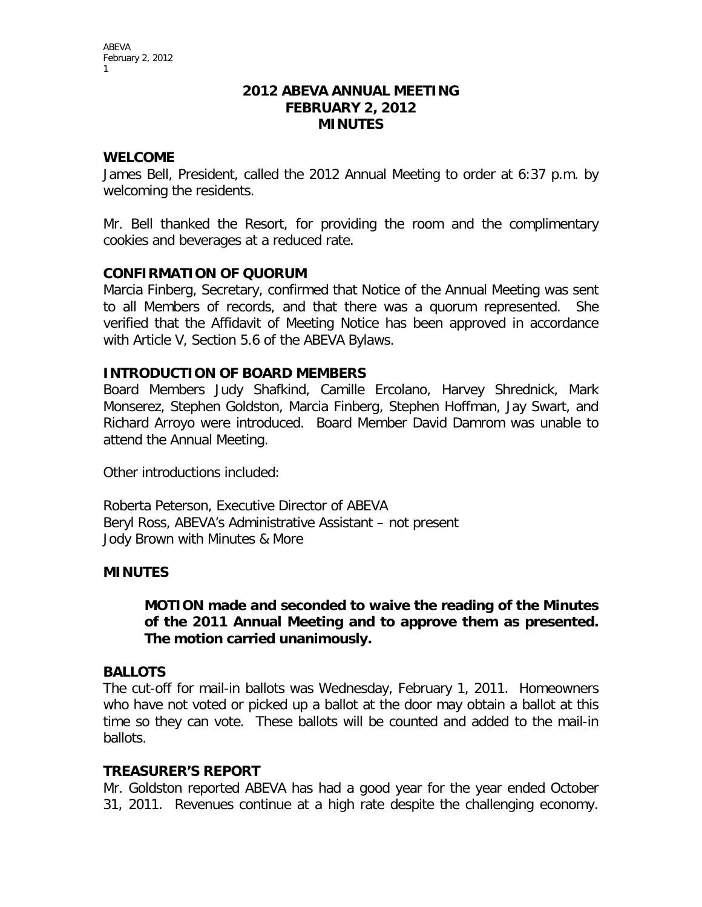# 2012 ABEVA ANNUAL MEETING
# FEBRUARY 2, 2012
# MINUTES

## WELCOME

James Bell, President, called the 2012 Annual Meeting to order at 6:37 p.m. by welcoming the residents.

Mr. Bell thanked the Resort, for providing the room and the complimentary cookies and beverages at a reduced rate.

## CONFIRMATION OF QUORUM

Marcia Finberg, Secretary, confirmed that Notice of the Annual Meeting was sent to all Members of records, and that there was a quorum represented. She verified that the Affidavit of Meeting Notice has been approved in accordance with Article V, Section 5.6 of the ABEVA Bylaws.

## INTRODUCTION OF BOARD MEMBERS

Board Members Judy Shafkind, Camille Ercolano, Harvey Shrednick, Mark Monserez, Stephen Goldston, Marcia Finberg, Stephen Hoffman, Jay Swart, and Richard Arroyo were introduced. Board Member David Damrom was unable to attend the Annual Meeting.

Other introductions included:

Roberta Peterson, Executive Director of ABEVA
Beryl Ross, ABEVA's Administrative Assistant – not present
Jody Brown with Minutes & More

## MINUTES

> **MOTION made and seconded to waive the reading of the Minutes of the 2011 Annual Meeting and to approve them as presented. The motion carried unanimously.**

## BALLOTS

The cut-off for mail-in ballots was Wednesday, February 1, 2011. Homeowners who have not voted or picked up a ballot at the door may obtain a ballot at this time so they can vote. These ballots will be counted and added to the mail-in ballots.

## TREASURER'S REPORT

Mr. Goldston reported ABEVA has had a good year for the year ended October 31, 2011. Revenues continue at a high rate despite the challenging economy.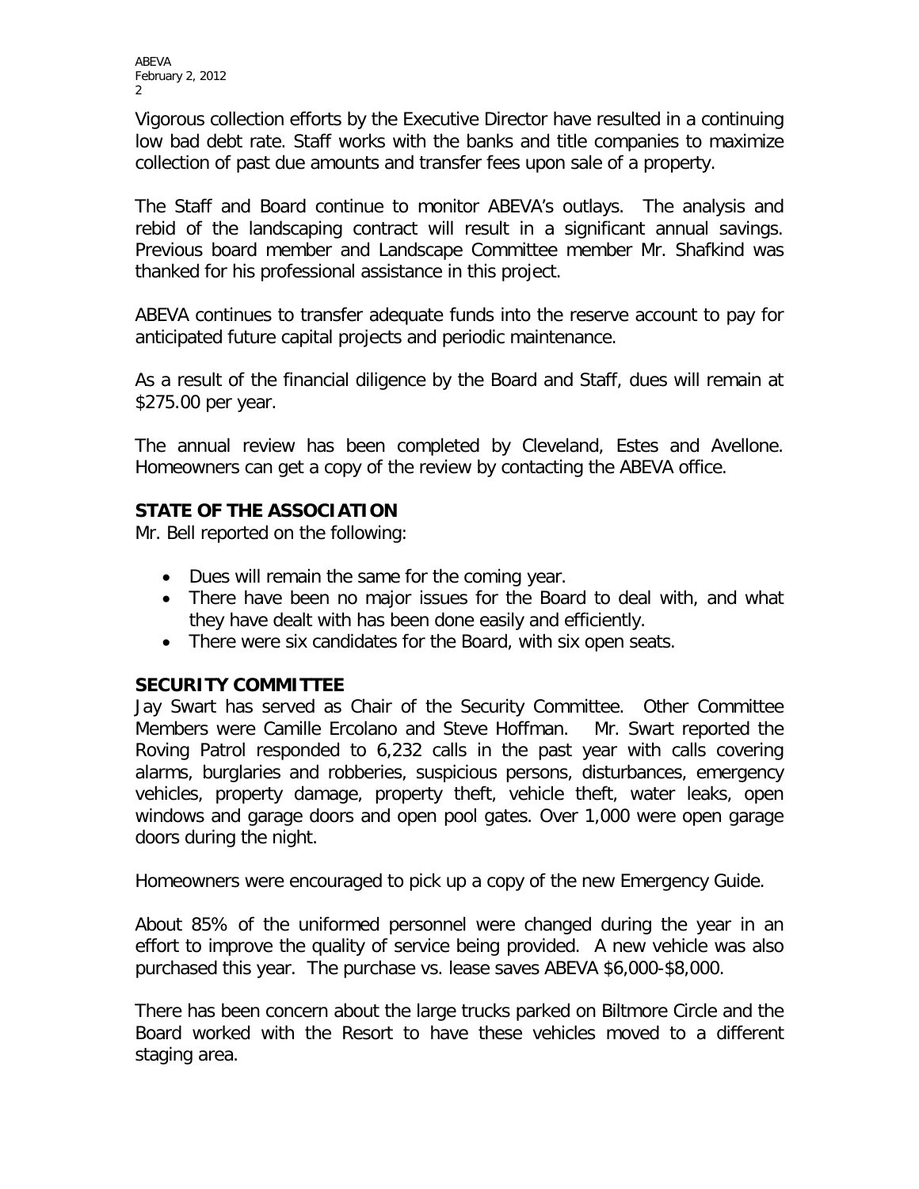Vigorous collection efforts by the Executive Director have resulted in a continuing low bad debt rate. Staff works with the banks and title companies to maximize collection of past due amounts and transfer fees upon sale of a property.

The Staff and Board continue to monitor ABEVA's outlays. The analysis and rebid of the landscaping contract will result in a significant annual savings. Previous board member and Landscape Committee member Mr. Shafkind was thanked for his professional assistance in this project.

ABEVA continues to transfer adequate funds into the reserve account to pay for anticipated future capital projects and periodic maintenance.

As a result of the financial diligence by the Board and Staff, dues will remain at $275.00 per year.

The annual review has been completed by Cleveland, Estes and Avellone. Homeowners can get a copy of the review by contacting the ABEVA office.

**STATE OF THE ASSOCIATION**

Mr. Bell reported on the following:

- Dues will remain the same for the coming year.
- There have been no major issues for the Board to deal with, and what they have dealt with has been done easily and efficiently.
- There were six candidates for the Board, with six open seats.

**SECURITY COMMITTEE**

Jay Swart has served as Chair of the Security Committee. Other Committee Members were Camille Ercolano and Steve Hoffman. Mr. Swart reported the Roving Patrol responded to 6,232 calls in the past year with calls covering alarms, burglaries and robberies, suspicious persons, disturbances, emergency vehicles, property damage, property theft, vehicle theft, water leaks, open windows and garage doors and open pool gates. Over 1,000 were open garage doors during the night.

Homeowners were encouraged to pick up a copy of the new Emergency Guide.

About 85% of the uniformed personnel were changed during the year in an effort to improve the quality of service being provided. A new vehicle was also purchased this year. The purchase vs. lease saves ABEVA $6,000-$8,000.

There has been concern about the large trucks parked on Biltmore Circle and the Board worked with the Resort to have these vehicles moved to a different staging area.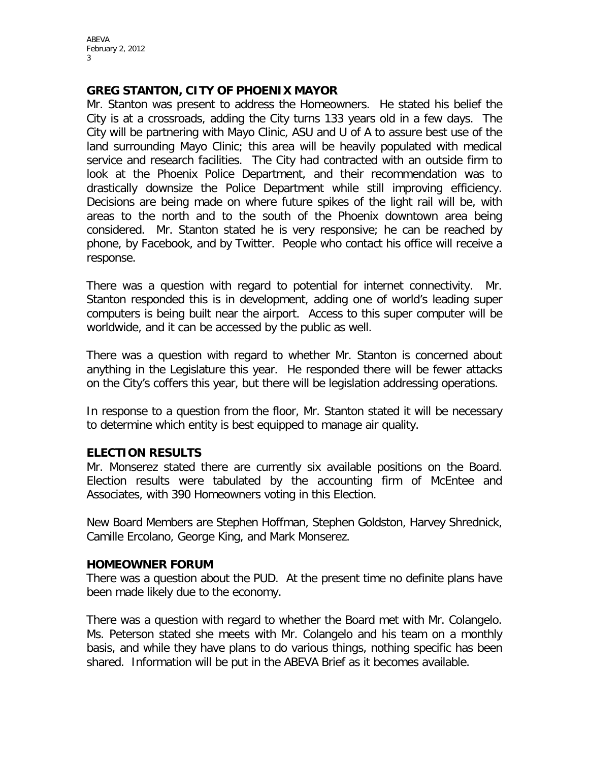## GREG STANTON, CITY OF PHOENIX MAYOR

Mr. Stanton was present to address the Homeowners. He stated his belief the City is at a crossroads, adding the City turns 133 years old in a few days. The City will be partnering with Mayo Clinic, ASU and U of A to assure best use of the land surrounding Mayo Clinic; this area will be heavily populated with medical service and research facilities. The City had contracted with an outside firm to look at the Phoenix Police Department, and their recommendation was to drastically downsize the Police Department while still improving efficiency. Decisions are being made on where future spikes of the light rail will be, with areas to the north and to the south of the Phoenix downtown area being considered. Mr. Stanton stated he is very responsive; he can be reached by phone, by Facebook, and by Twitter. People who contact his office will receive a response.

There was a question with regard to potential for internet connectivity. Mr. Stanton responded this is in development, adding one of world's leading super computers is being built near the airport. Access to this super computer will be worldwide, and it can be accessed by the public as well.

There was a question with regard to whether Mr. Stanton is concerned about anything in the Legislature this year. He responded there will be fewer attacks on the City's coffers this year, but there will be legislation addressing operations.

In response to a question from the floor, Mr. Stanton stated it will be necessary to determine which entity is best equipped to manage air quality.

## ELECTION RESULTS

Mr. Monserez stated there are currently six available positions on the Board. Election results were tabulated by the accounting firm of McEntee and Associates, with 390 Homeowners voting in this Election.

New Board Members are Stephen Hoffman, Stephen Goldston, Harvey Shrednick, Camille Ercolano, George King, and Mark Monserez.

## HOMEOWNER FORUM

There was a question about the PUD. At the present time no definite plans have been made likely due to the economy.

There was a question with regard to whether the Board met with Mr. Colangelo. Ms. Peterson stated she meets with Mr. Colangelo and his team on a monthly basis, and while they have plans to do various things, nothing specific has been shared. Information will be put in the ABEVA Brief as it becomes available.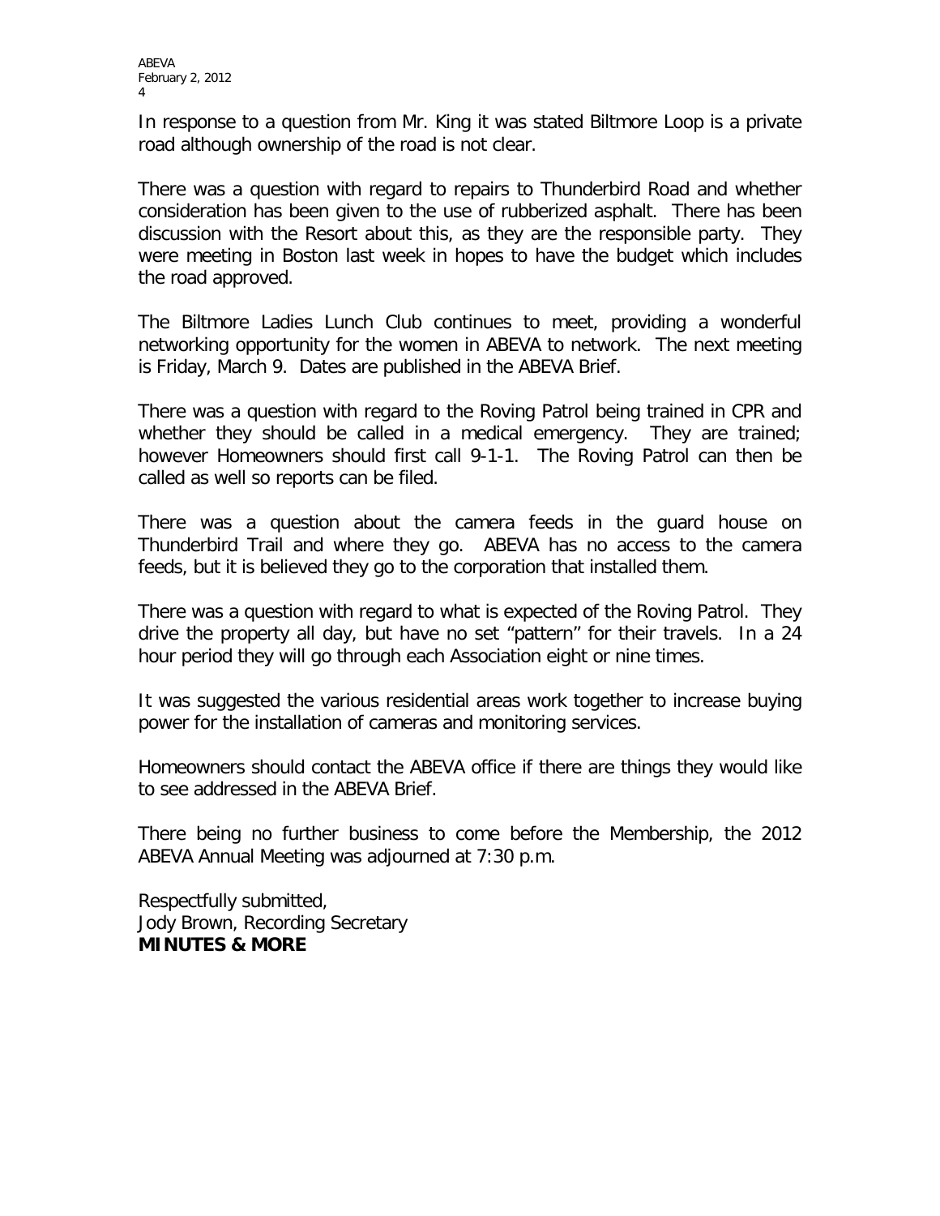In response to a question from Mr. King it was stated Biltmore Loop is a private road although ownership of the road is not clear.

There was a question with regard to repairs to Thunderbird Road and whether consideration has been given to the use of rubberized asphalt. There has been discussion with the Resort about this, as they are the responsible party. They were meeting in Boston last week in hopes to have the budget which includes the road approved.

The Biltmore Ladies Lunch Club continues to meet, providing a wonderful networking opportunity for the women in ABEVA to network. The next meeting is Friday, March 9. Dates are published in the ABEVA Brief.

There was a question with regard to the Roving Patrol being trained in CPR and whether they should be called in a medical emergency. They are trained; however Homeowners should first call 9-1-1. The Roving Patrol can then be called as well so reports can be filed.

There was a question about the camera feeds in the guard house on Thunderbird Trail and where they go. ABEVA has no access to the camera feeds, but it is believed they go to the corporation that installed them.

There was a question with regard to what is expected of the Roving Patrol. They drive the property all day, but have no set "pattern" for their travels. In a 24 hour period they will go through each Association eight or nine times.

It was suggested the various residential areas work together to increase buying power for the installation of cameras and monitoring services.

Homeowners should contact the ABEVA office if there are things they would like to see addressed in the ABEVA Brief.

There being no further business to come before the Membership, the 2012 ABEVA Annual Meeting was adjourned at 7:30 p.m.

Respectfully submitted,
Jody Brown, Recording Secretary
**MINUTES & MORE**